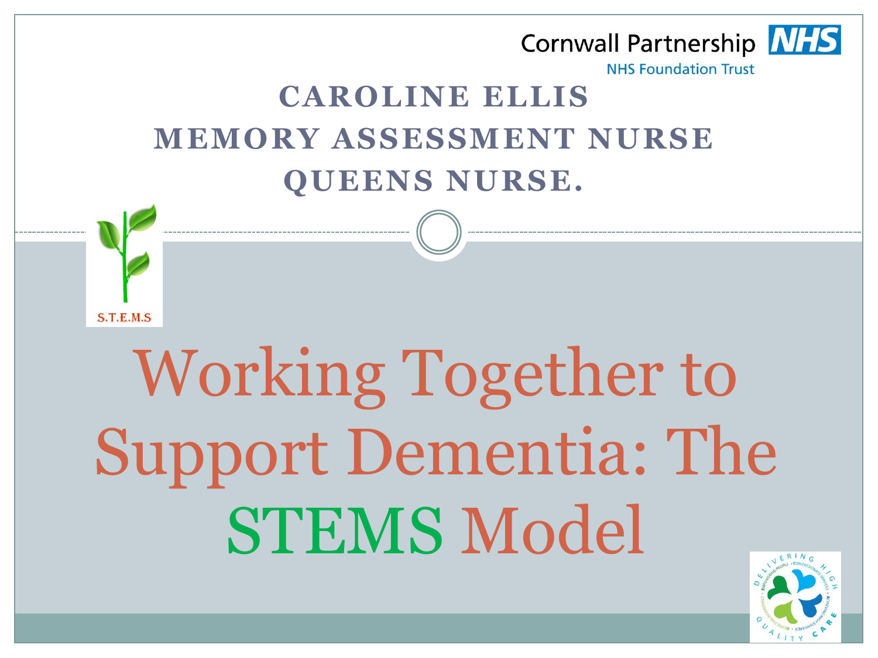Cornwall Partnership NHS
NHS Foundation Trust

**CAROLINE ELLIS**
**MEMORY ASSESSMENT NURSE**
**QUEENS NURSE.**

S.T.E.M.S

# Working Together to Support Dementia: The STEMS Model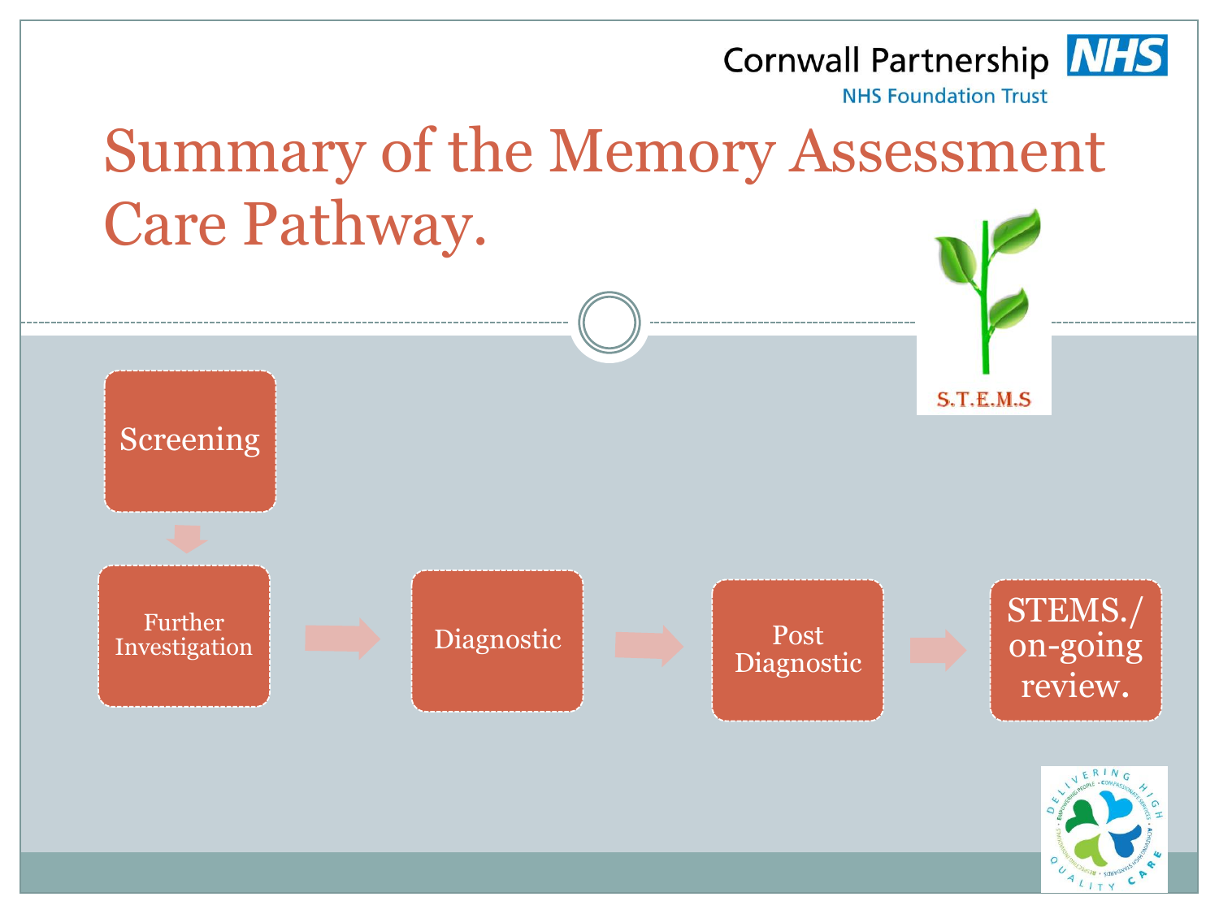# Summary of the Memory Assessment Care Pathway.

S.T.E.M.S

Screening → Further Investigation → Diagnostic → Post Diagnostic → STEMS./ on-going review.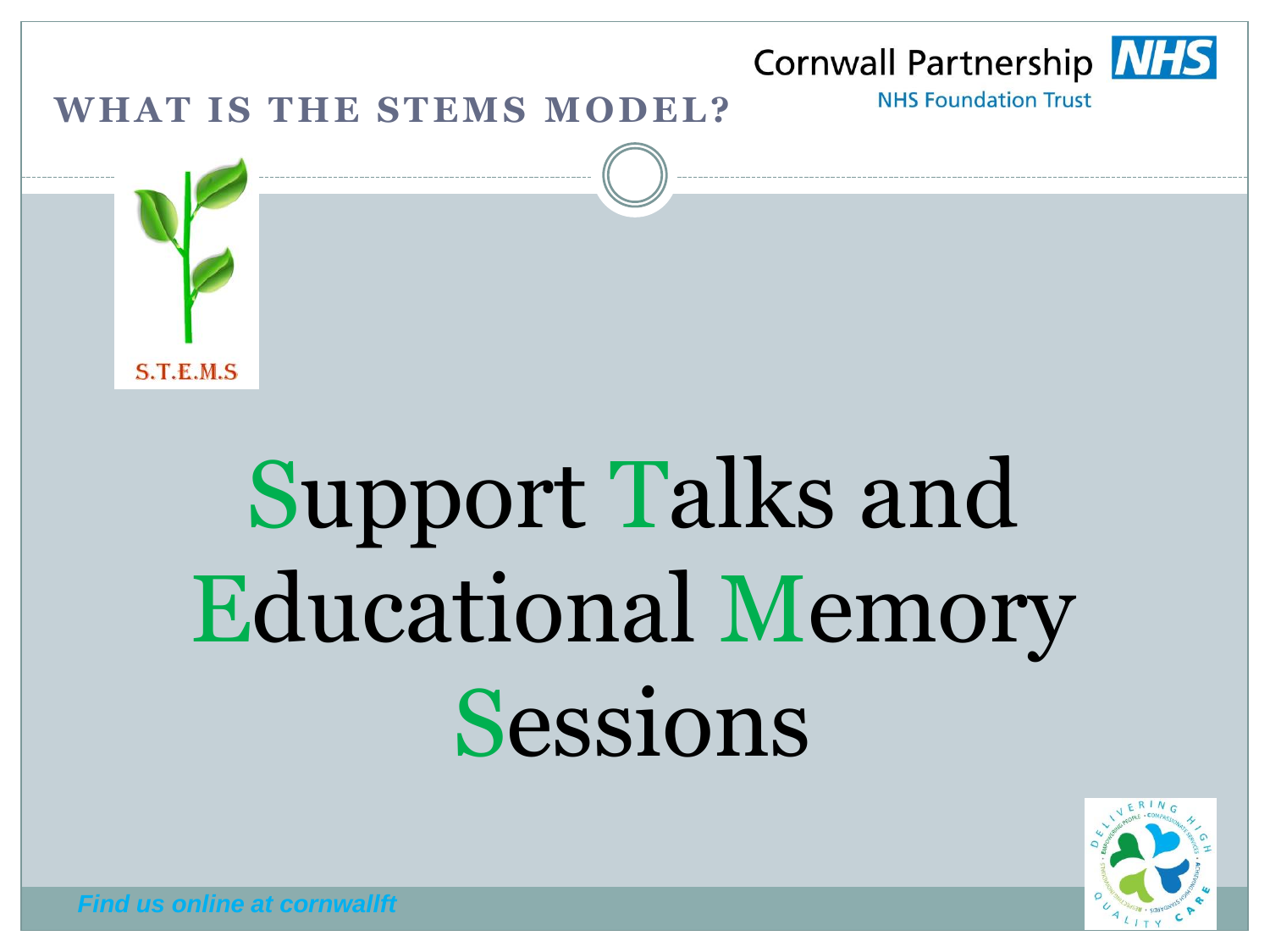# WHAT IS THE STEMS MODEL?

S.T.E.M.S

**S**upport **T**alks and **E**ducational **M**emory **S**essions

*Find us online at cornwallft*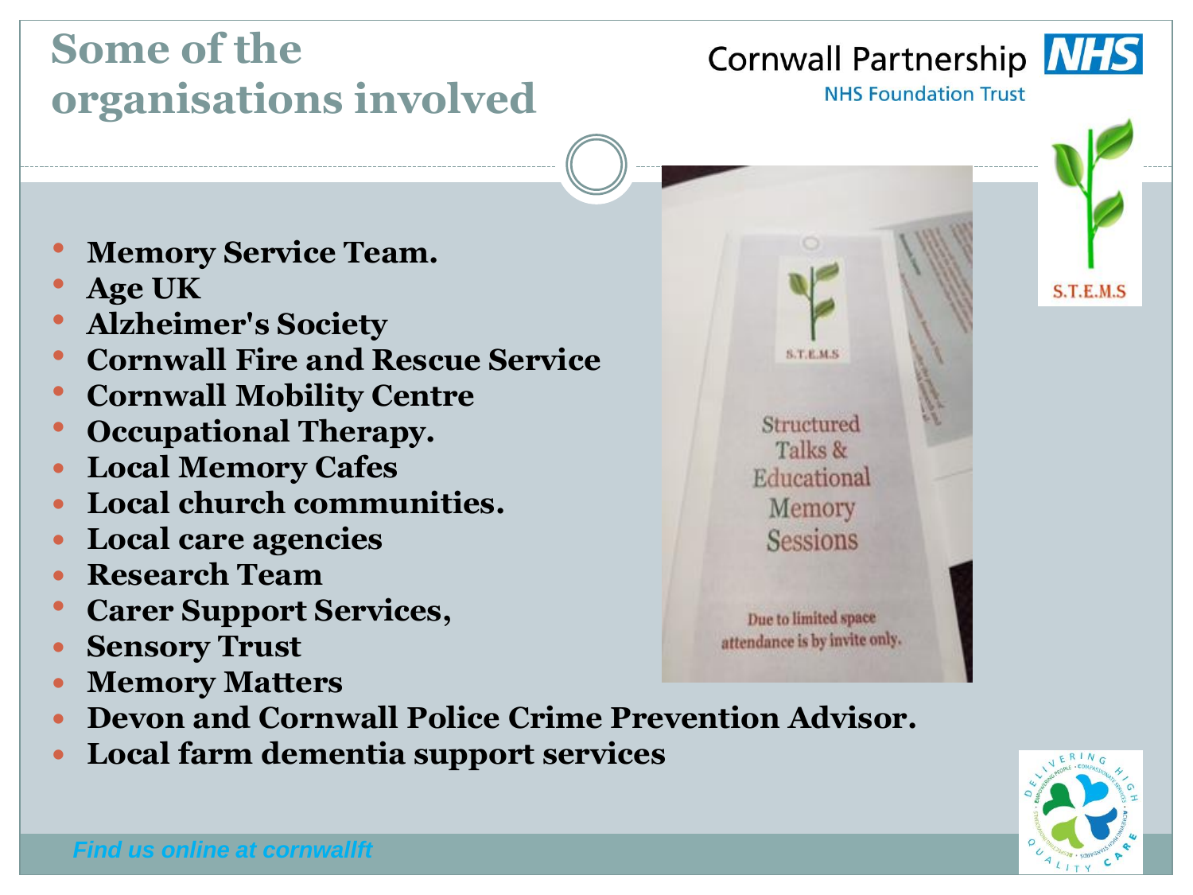# Some of the organisations involved

Cornwall Partnership NHS Foundation Trust

- Memory Service Team.
- Age UK
- Alzheimer's Society
- Cornwall Fire and Rescue Service
- Cornwall Mobility Centre
- Occupational Therapy.
- Local Memory Cafes
- Local church communities.
- Local care agencies
- Research Team
- Carer Support Services,
- Sensory Trust
- Memory Matters
- Devon and Cornwall Police Crime Prevention Advisor.
- Local farm dementia support services

S.T.E.M.S

Structured Talks & Educational Memory Sessions

Due to limited space attendance is by invite only.

*Find us online at cornwallft*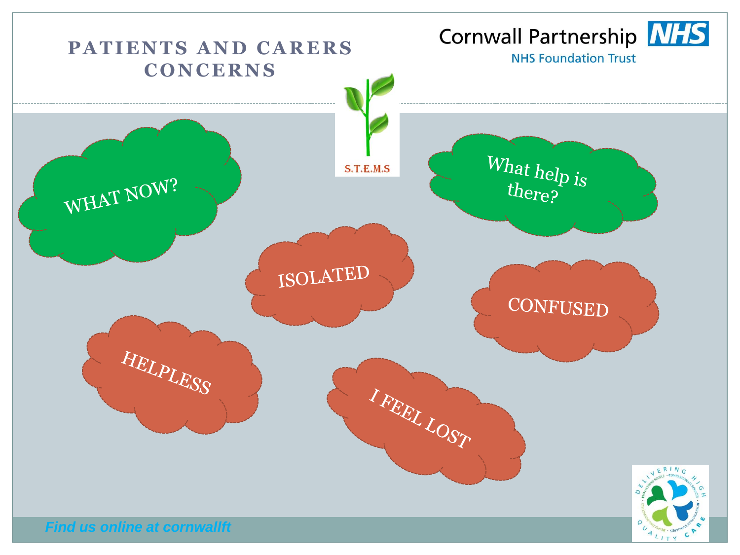# PATIENTS AND CARERS CONCERNS

Cornwall Partnership NHS

NHS Foundation Trust

S.T.E.M.S

WHAT NOW?

What help is there?

ISOLATED

CONFUSED

HELPLESS

I FEEL LOST

*Find us online at cornwallft*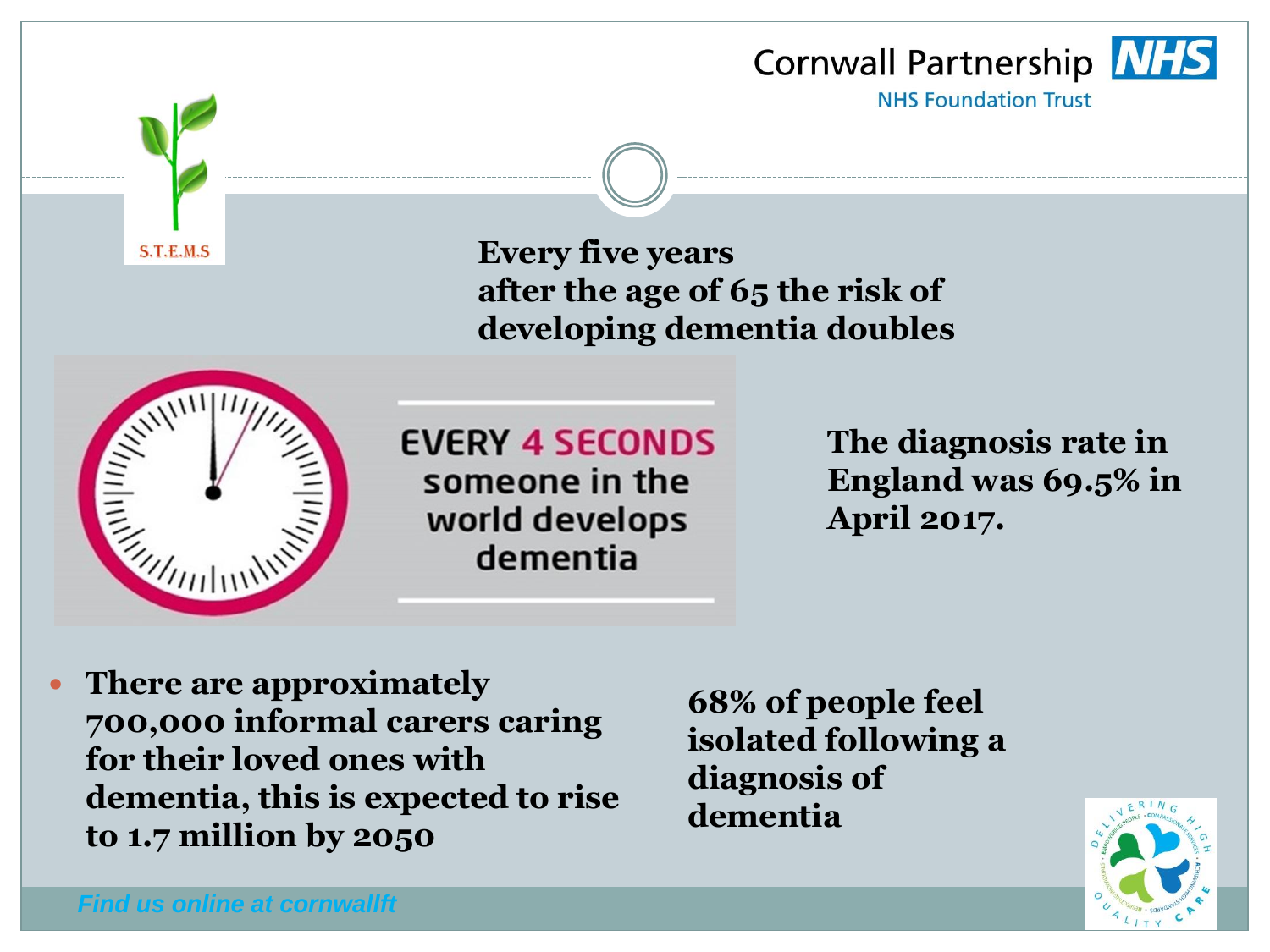Cornwall Partnership NHS Foundation Trust

S.T.E.M.S

**Every five years after the age of 65 the risk of developing dementia doubles**

EVERY 4 SECONDS someone in the world develops dementia

**The diagnosis rate in England was 69.5% in April 2017.**

- **There are approximately 700,000 informal carers caring for their loved ones with dementia, this is expected to rise to 1.7 million by 2050**

**68% of people feel isolated following a diagnosis of dementia**

*Find us online at cornwallft*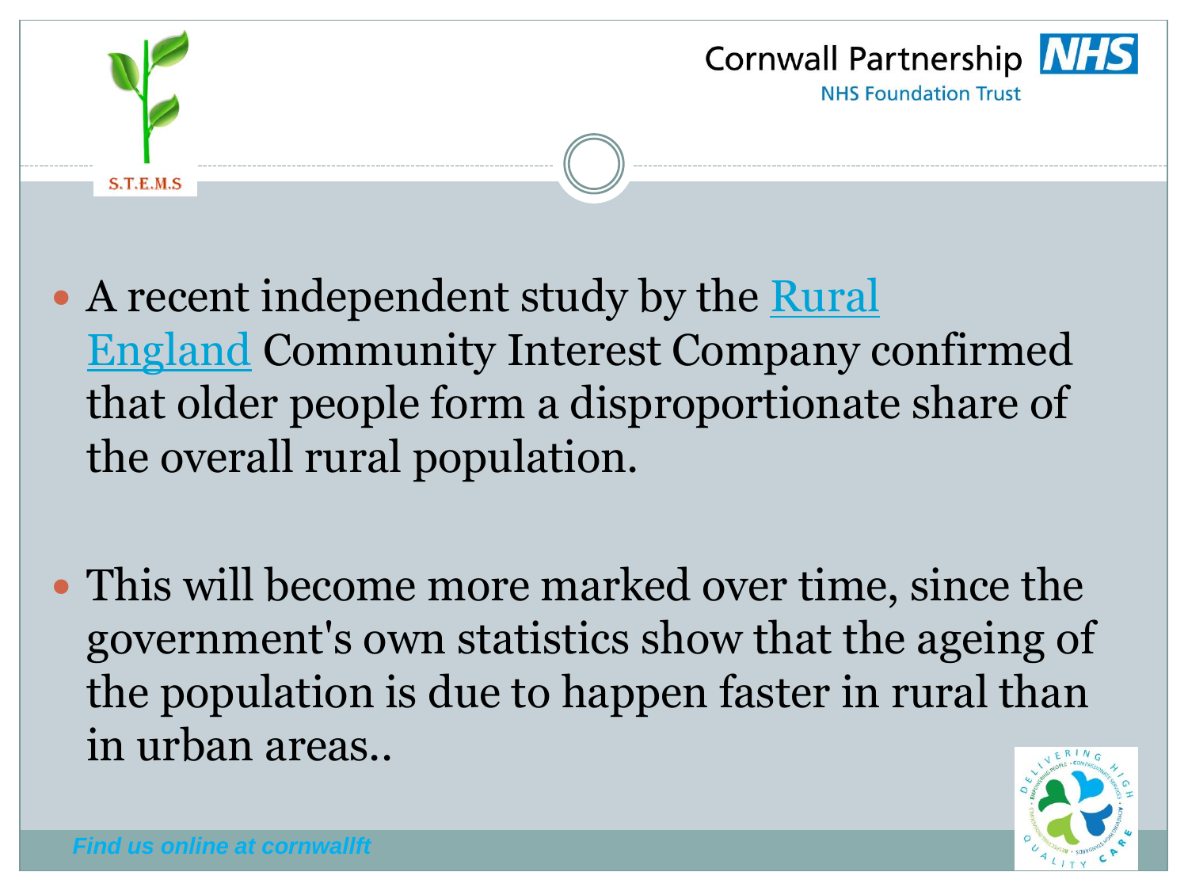- A recent independent study by the Rural England Community Interest Company confirmed that older people form a disproportionate share of the overall rural population.

- This will become more marked over time, since the government's own statistics show that the ageing of the population is due to happen faster in rural than in urban areas..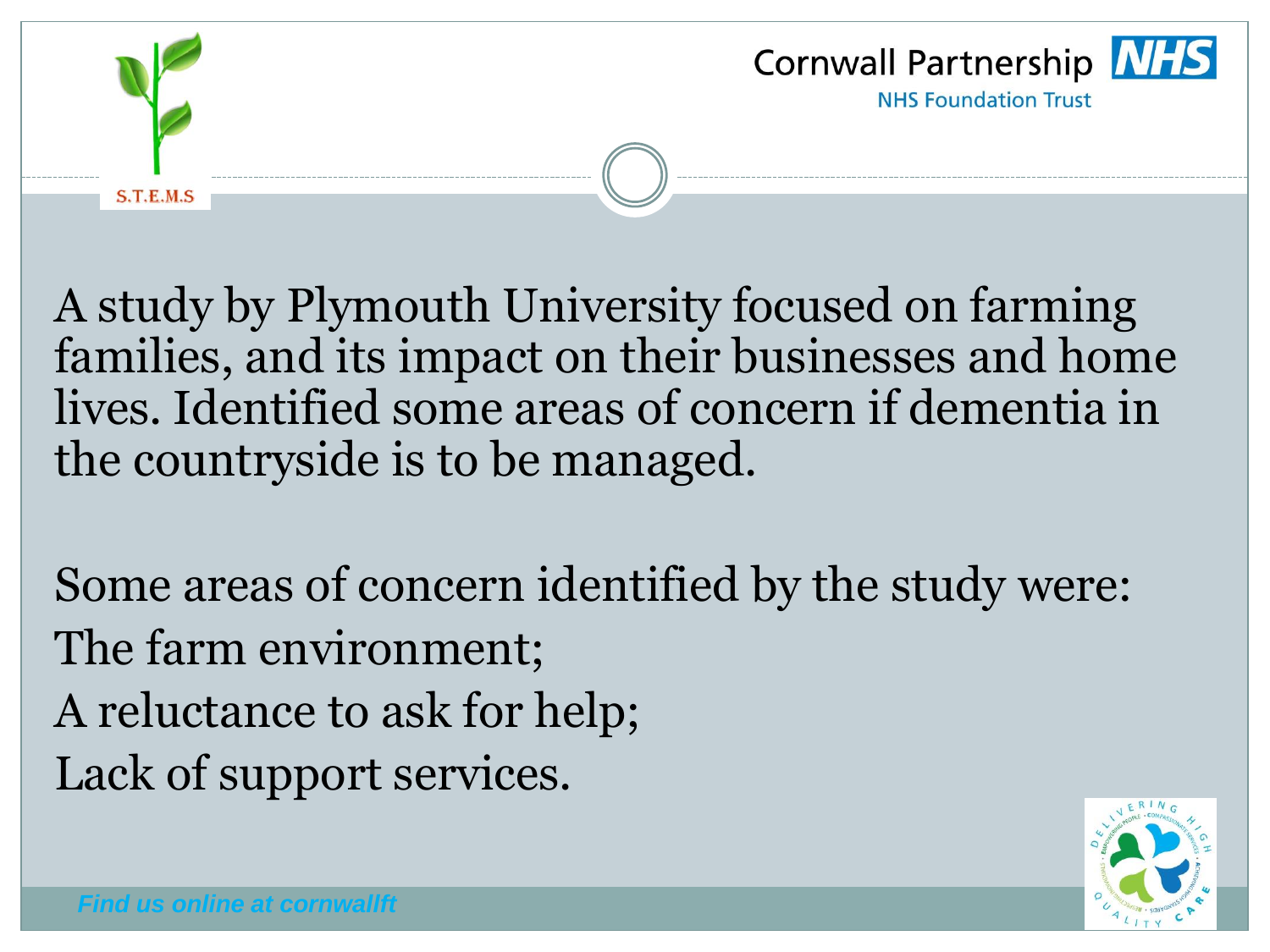A study by Plymouth University focused on farming families, and its impact on their businesses and home lives. Identified some areas of concern if dementia in the countryside is to be managed.

Some areas of concern identified by the study were:

The farm environment;

A reluctance to ask for help;

Lack of support services.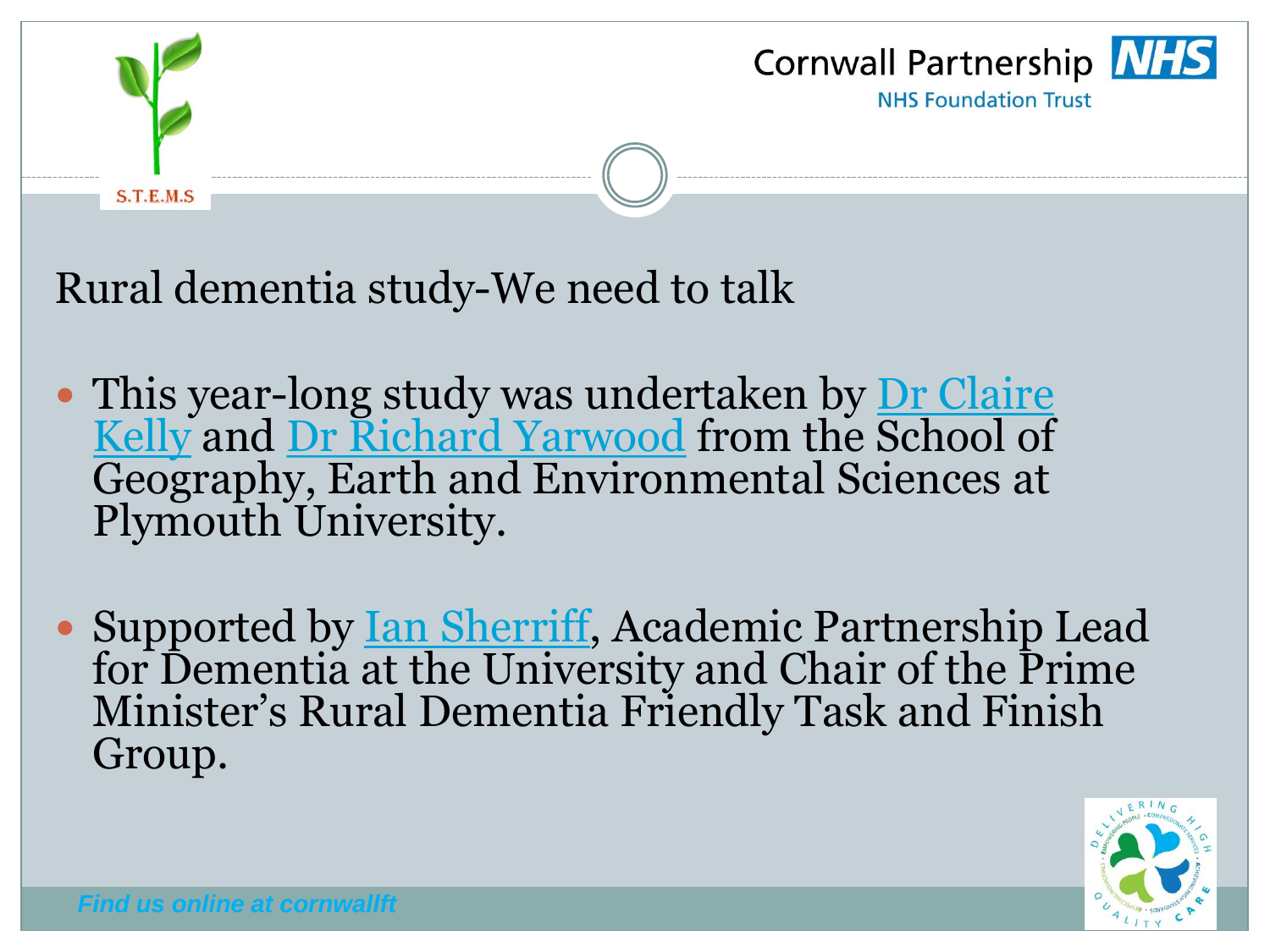# Rural dementia study-We need to talk

- This year-long study was undertaken by Dr Claire Kelly and Dr Richard Yarwood from the School of Geography, Earth and Environmental Sciences at Plymouth University.
- Supported by Ian Sherriff, Academic Partnership Lead for Dementia at the University and Chair of the Prime Minister's Rural Dementia Friendly Task and Finish Group.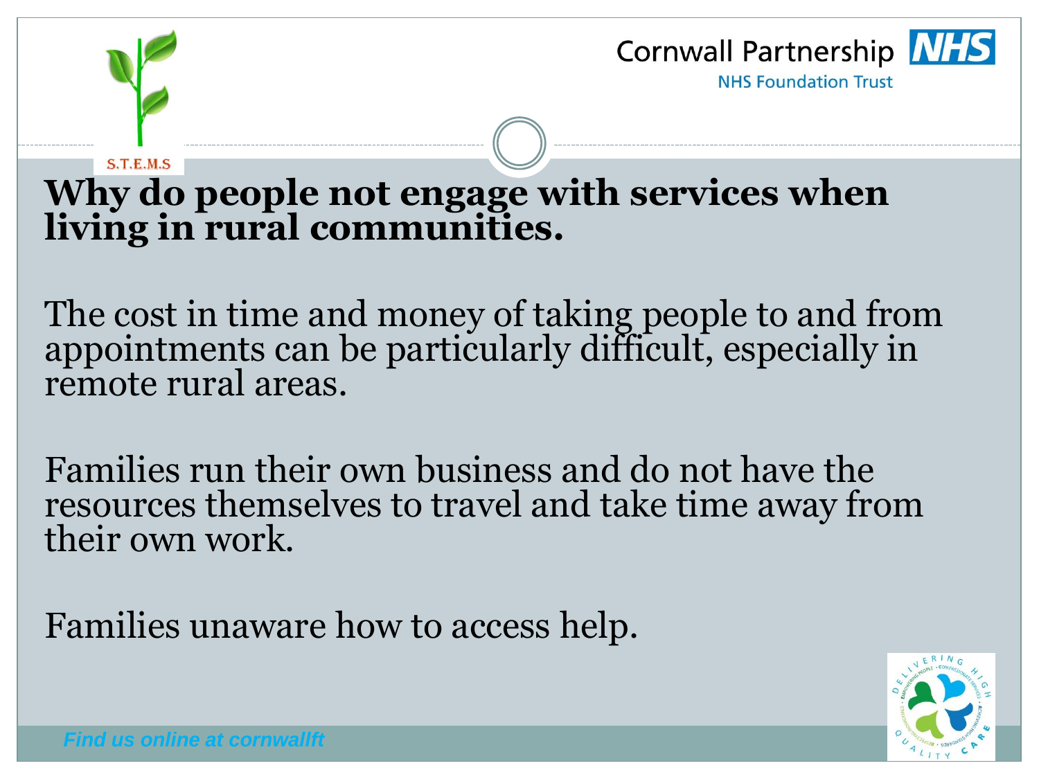# Why do people not engage with services when living in rural communities.

The cost in time and money of taking people to and from appointments can be particularly difficult, especially in remote rural areas.

Families run their own business and do not have the resources themselves to travel and take time away from their own work.

Families unaware how to access help.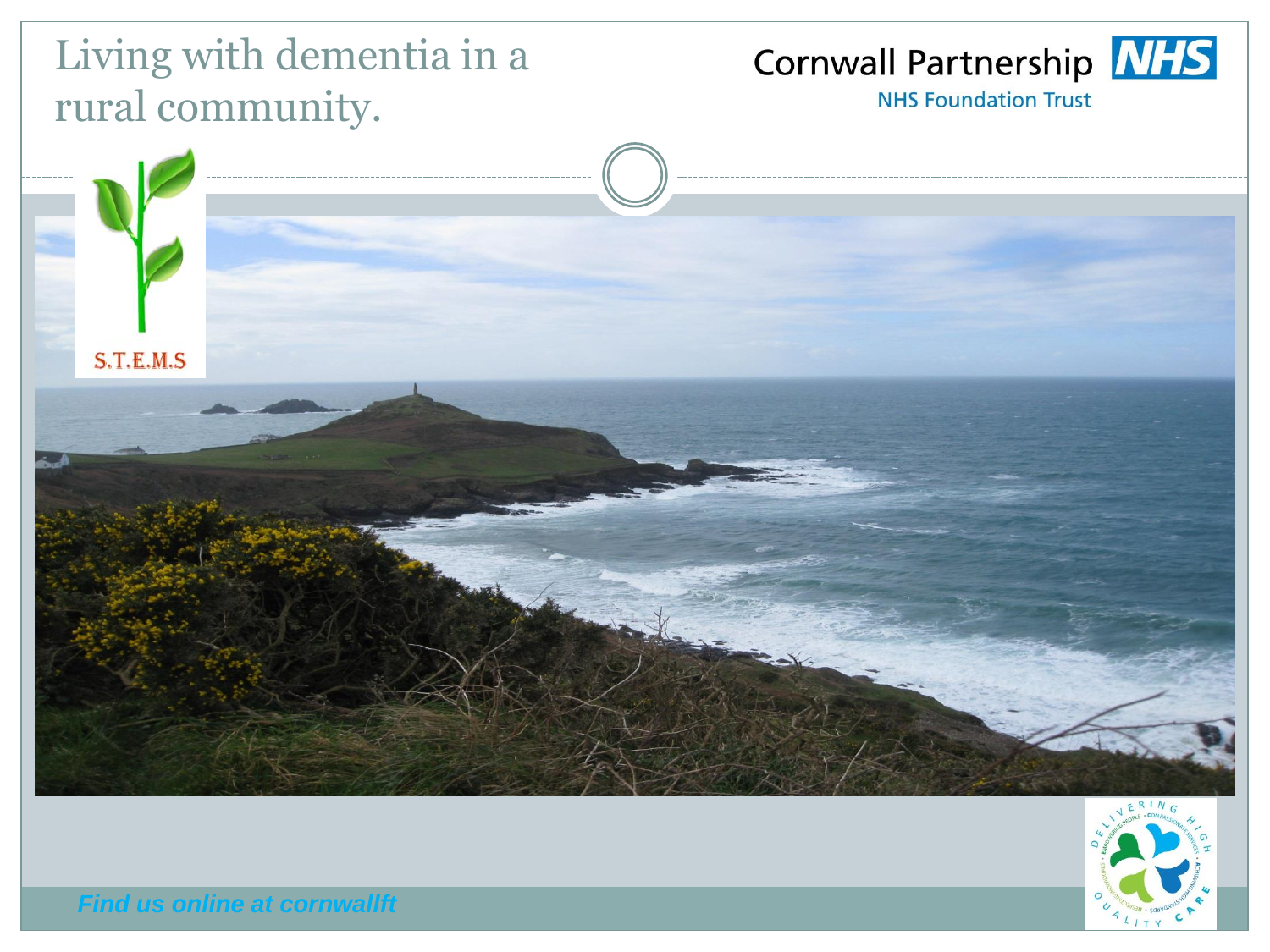# Living with dementia in a rural community.

Cornwall Partnership NHS

NHS Foundation Trust

S.T.E.M.S

*Find us online at cornwallft*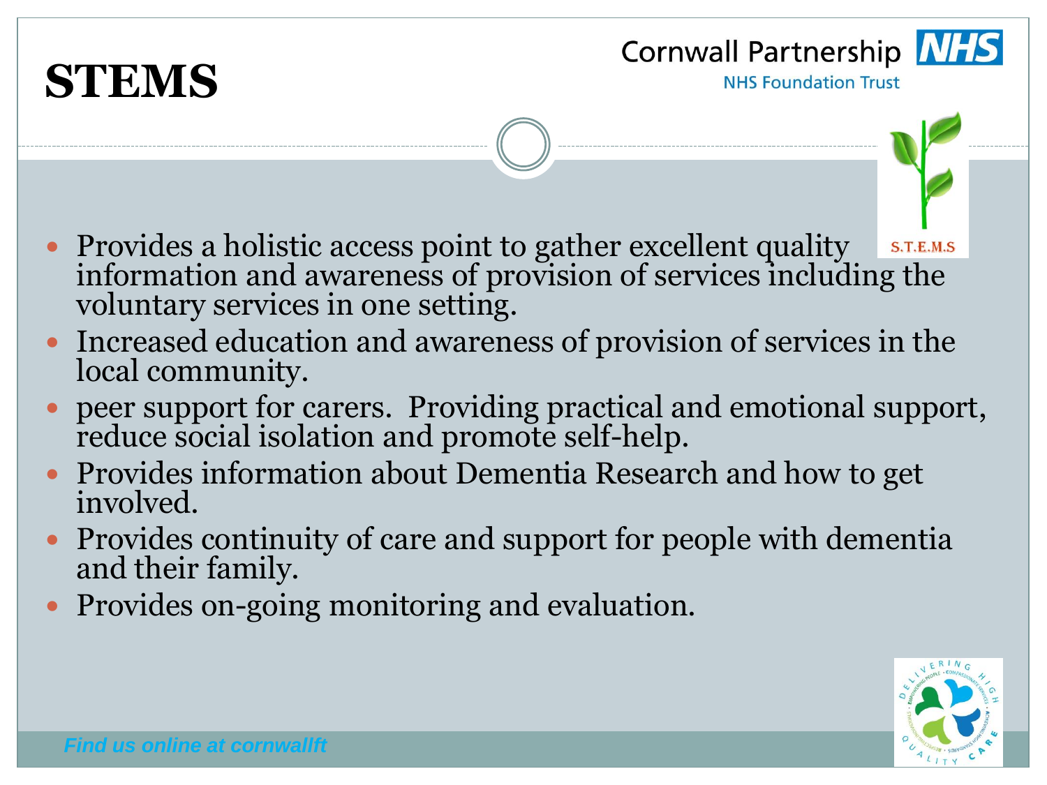# STEMS

- Provides a holistic access point to gather excellent quality information and awareness of provision of services including the voluntary services in one setting.
- Increased education and awareness of provision of services in the local community.
- peer support for carers. Providing practical and emotional support, reduce social isolation and promote self-help.
- Provides information about Dementia Research and how to get involved.
- Provides continuity of care and support for people with dementia and their family.
- Provides on-going monitoring and evaluation.

*Find us online at cornwallft*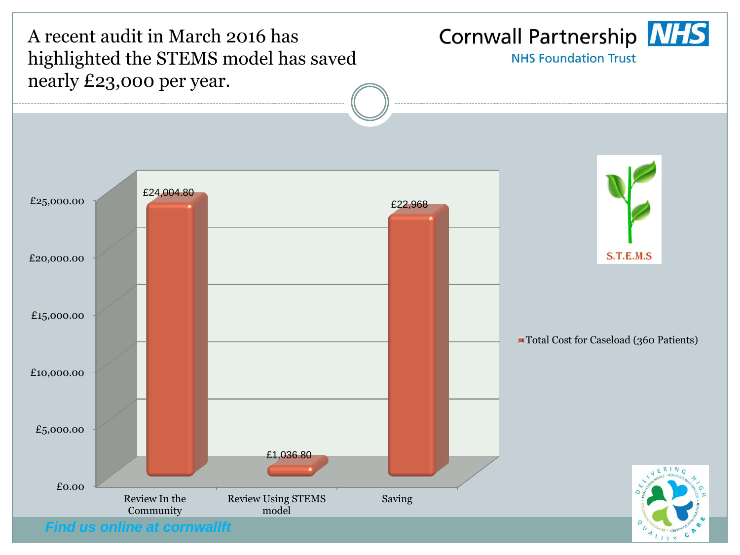A recent audit in March 2016 has highlighted the STEMS model has saved nearly £23,000 per year.

Cornwall Partnership NHS Foundation Trust

| | Total Cost for Caseload (360 Patients) |
|---|---|
| Review In the Community | £24,004.80 |
| Review Using STEMS model | £1,036.80 |
| Saving | £22,968 |

S.T.E.M.S

Find us online at cornwallft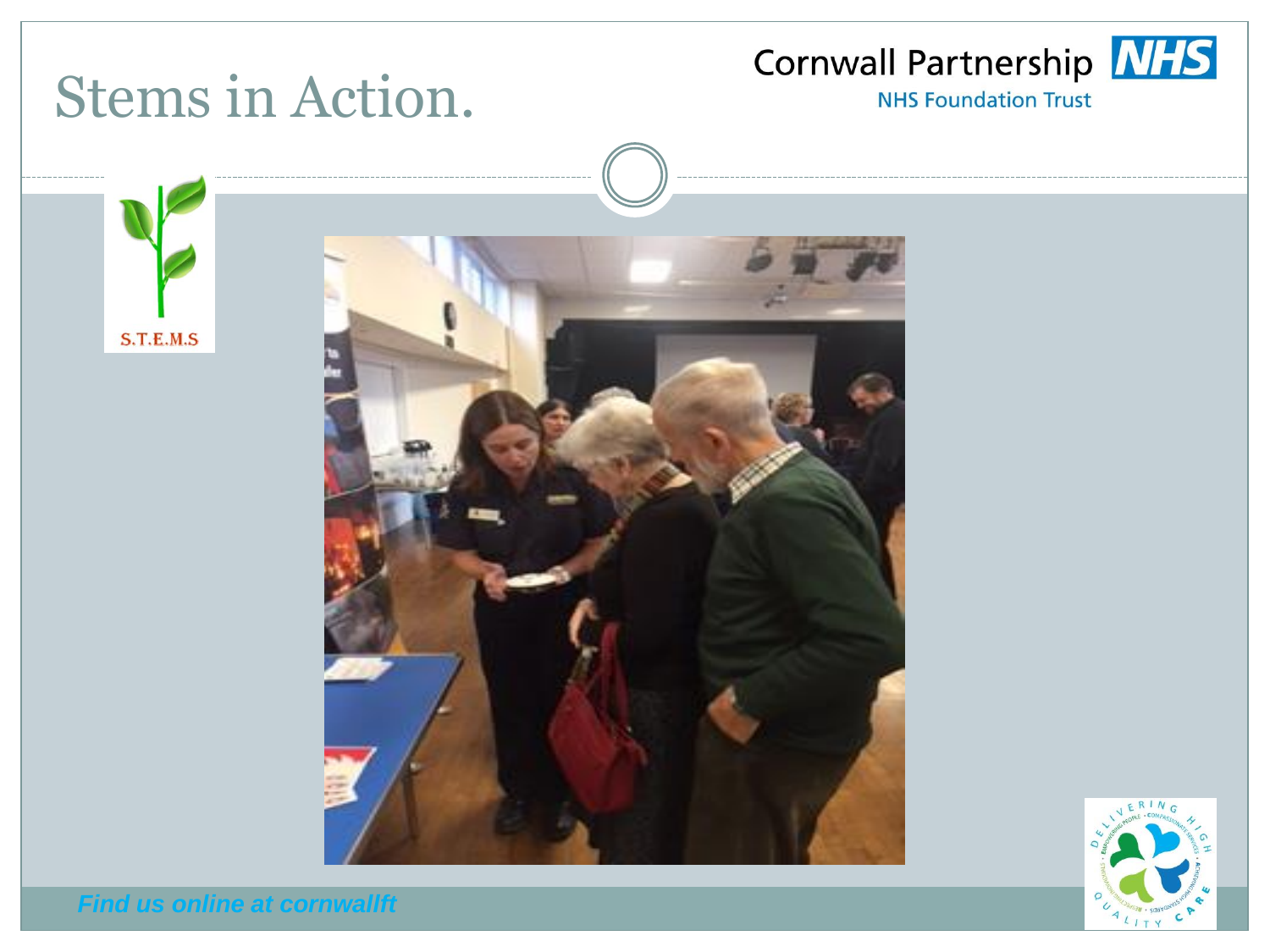# Stems in Action.

Cornwall Partnership NHS

NHS Foundation Trust

S.T.E.M.S

*Find us online at cornwallft*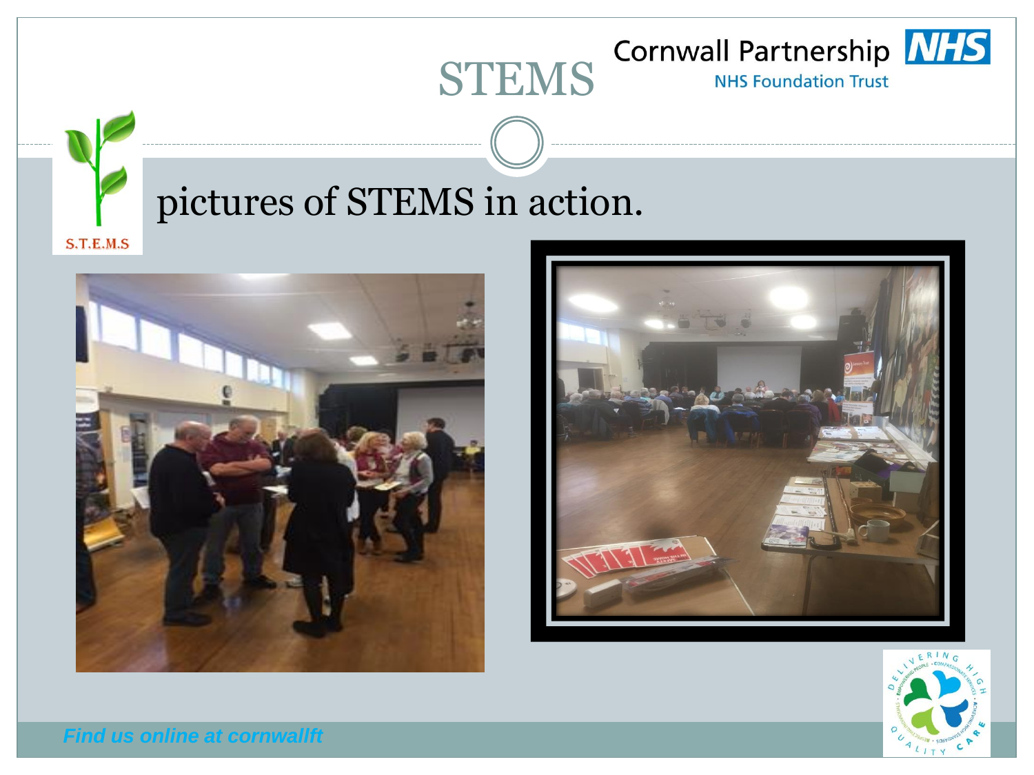# STEMS

Cornwall Partnership NHS Foundation Trust

S.T.E.M.S

## pictures of STEMS in action.

*Find us online at cornwallft*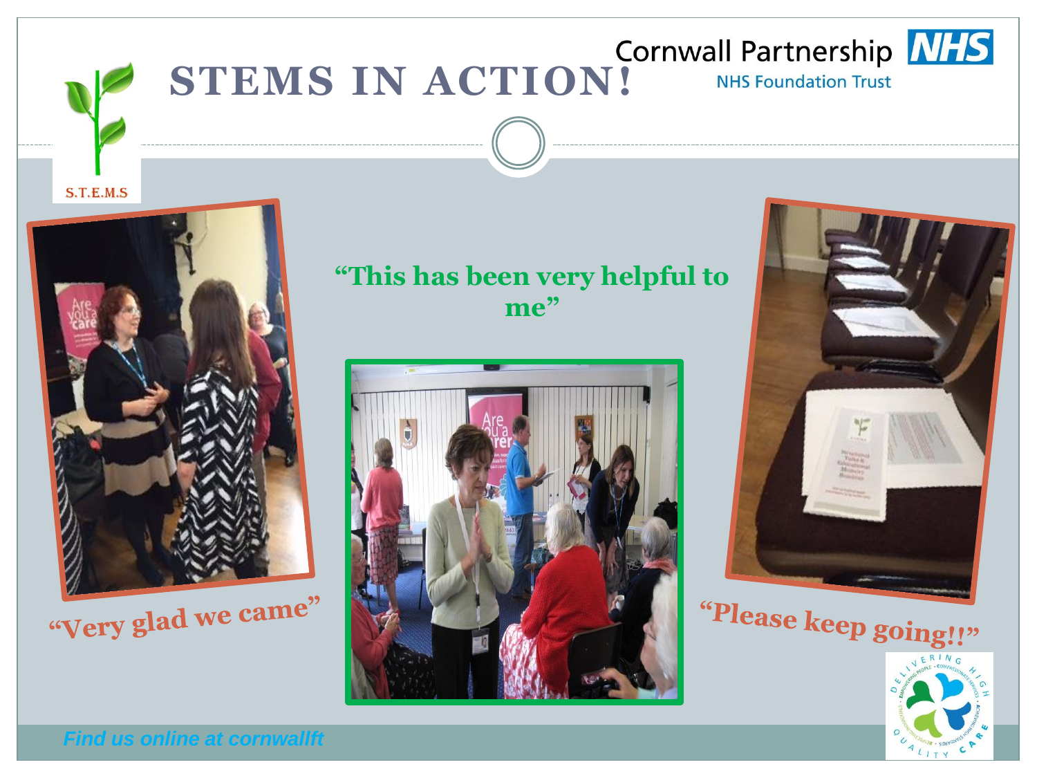# STEMS IN ACTION!

Cornwall Partnership NHS Foundation Trust

S.T.E.M.S

"This has been very helpful to me"

"Very glad we came"

"Please keep going!!"

*Find us online at cornwallft*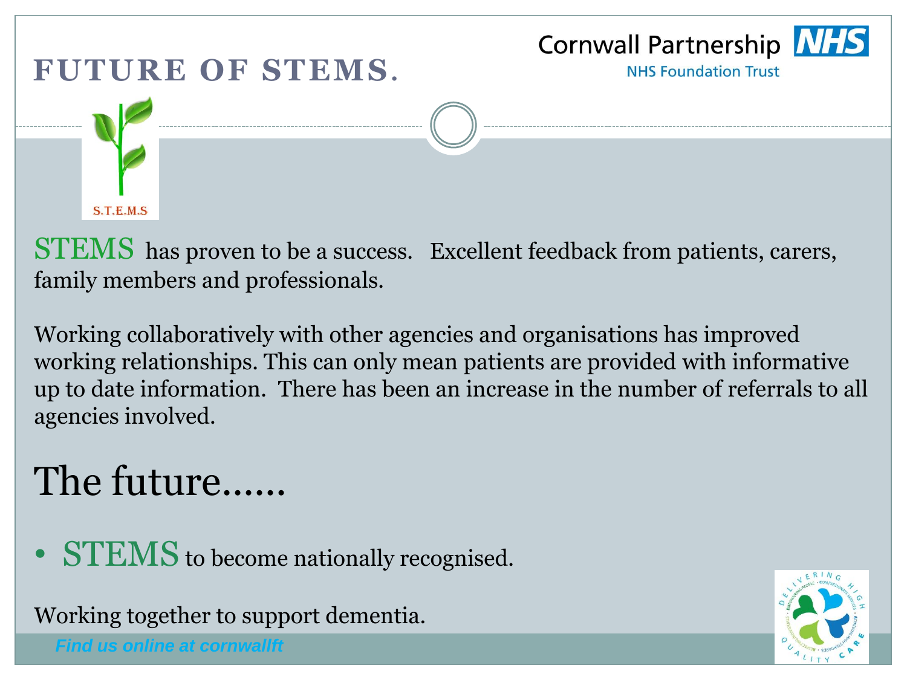# FUTURE OF STEMS.

S.T.E.M.S

STEMS has proven to be a success. Excellent feedback from patients, carers, family members and professionals.

Working collaboratively with other agencies and organisations has improved working relationships. This can only mean patients are provided with informative up to date information. There has been an increase in the number of referrals to all agencies involved.

## The future……

- STEMS to become nationally recognised.

Working together to support dementia.

*Find us online at cornwallft*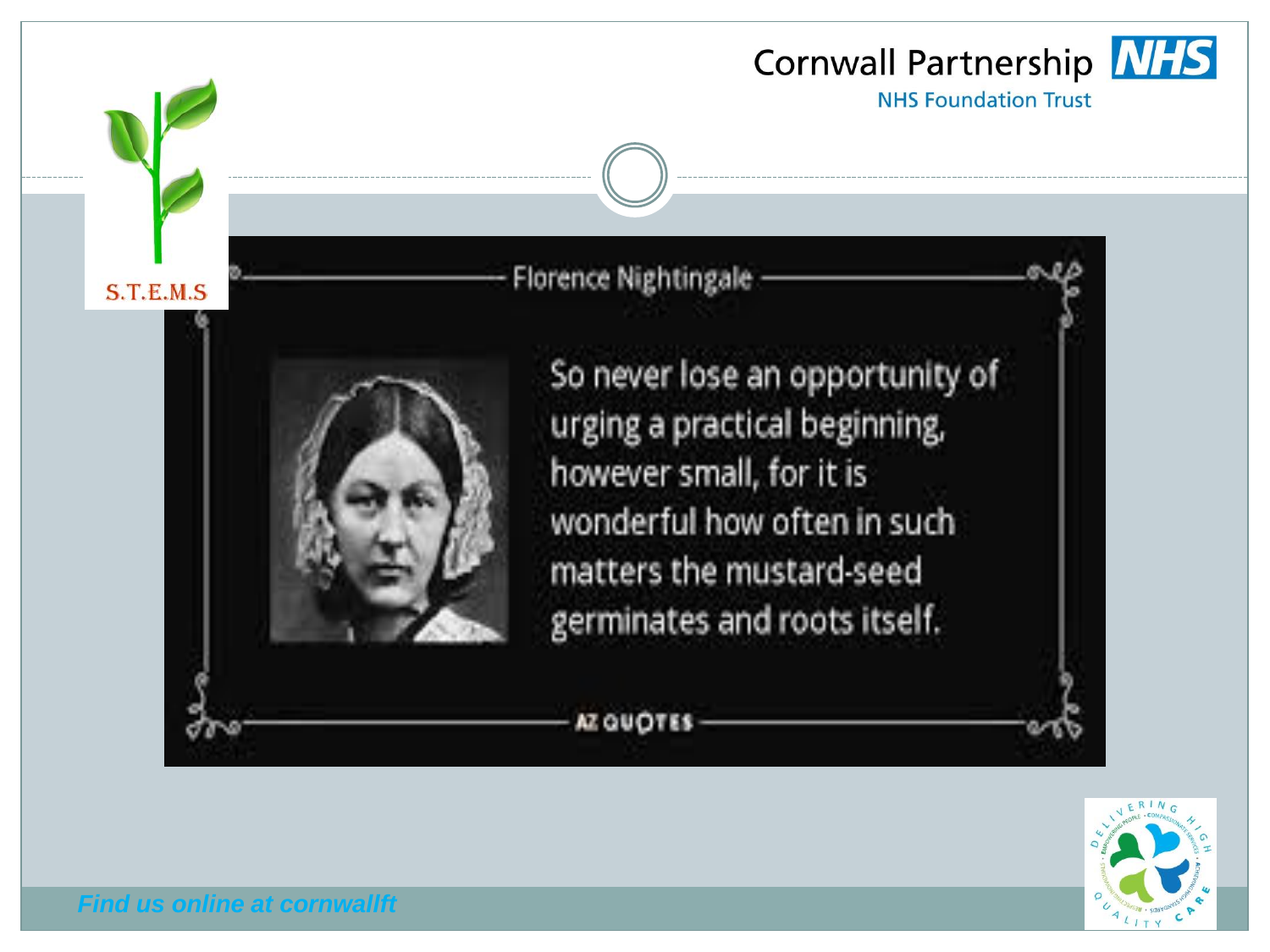S.T.E.M.S

Cornwall Partnership NHS

NHS Foundation Trust

Florence Nightingale

So never lose an opportunity of urging a practical beginning, however small, for it is wonderful how often in such matters the mustard-seed germinates and roots itself.

AZ QUOTES

*Find us online at cornwallft*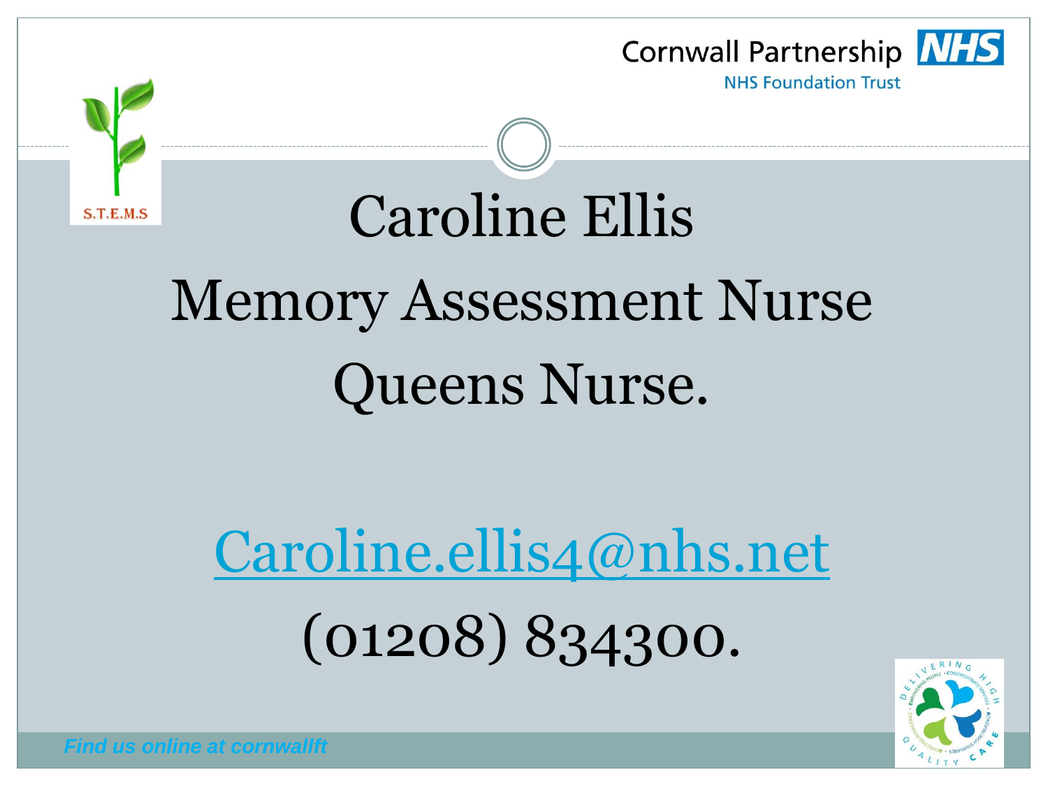Cornwall Partnership NHS

NHS Foundation Trust

S.T.E.M.S

# Caroline Ellis

Memory Assessment Nurse

Queens Nurse.

Caroline.ellis4@nhs.net

(01208) 834300.

*Find us online at cornwallft*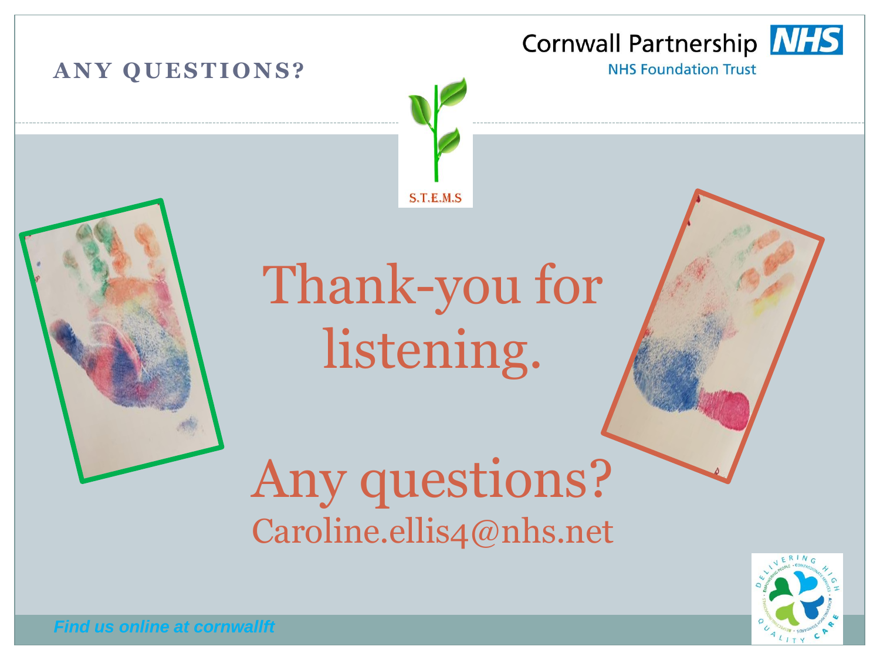# ANY QUESTIONS?

Cornwall Partnership NHS

NHS Foundation Trust

S.T.E.M.S

Thank-you for listening.

Any questions?

Caroline.ellis4@nhs.net

*Find us online at cornwallft*